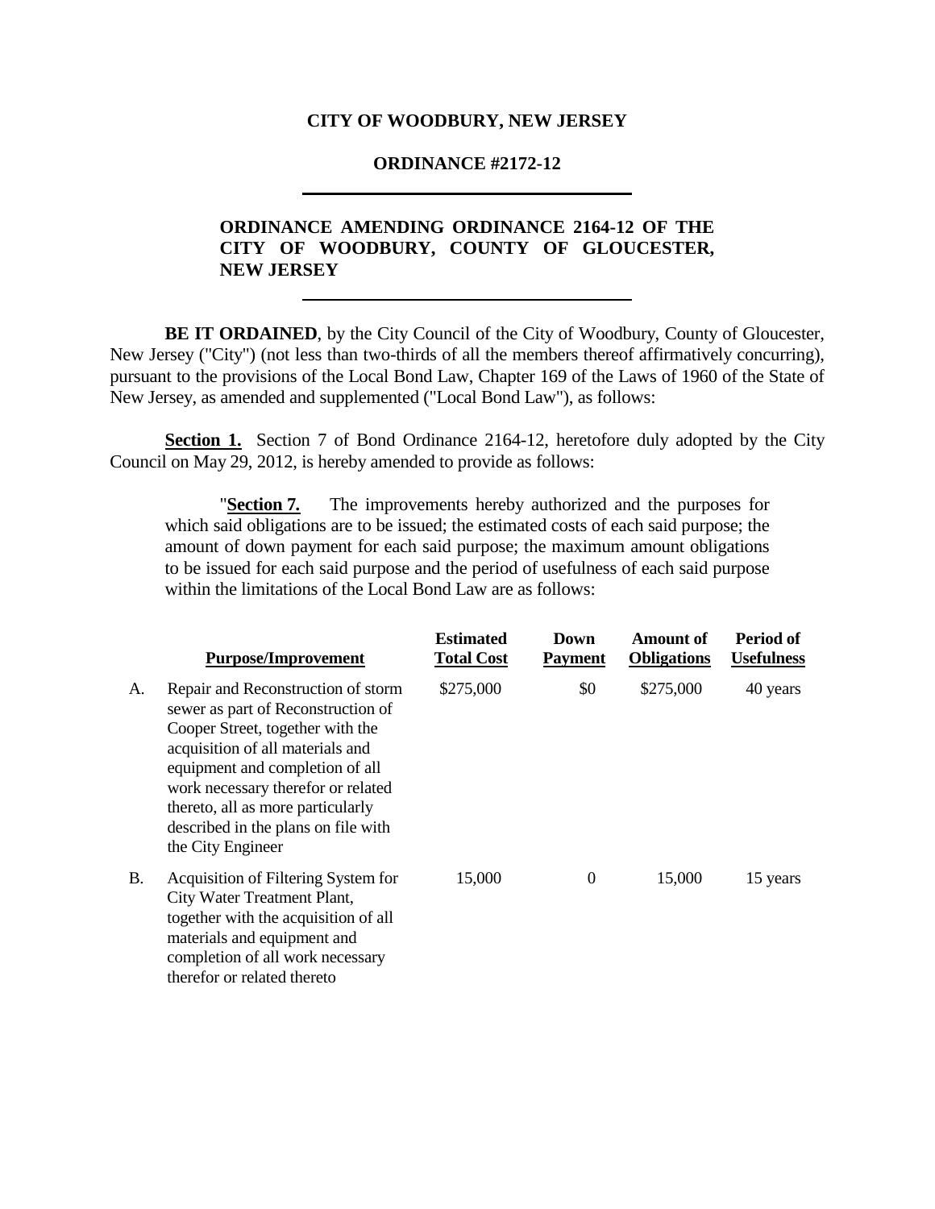**CITY OF WOODBURY, NEW JERSEY**

**ORDINANCE #2172-12**

---

**ORDINANCE AMENDING ORDINANCE 2164-12 OF THE CITY OF WOODBURY, COUNTY OF GLOUCESTER, NEW JERSEY**

---

**BE IT ORDAINED**, by the City Council of the City of Woodbury, County of Gloucester, New Jersey ("City") (not less than two-thirds of all the members thereof affirmatively concurring), pursuant to the provisions of the Local Bond Law, Chapter 169 of the Laws of 1960 of the State of New Jersey, as amended and supplemented ("Local Bond Law"), as follows:

**Section 1.** Section 7 of Bond Ordinance 2164-12, heretofore duly adopted by the City Council on May 29, 2012, is hereby amended to provide as follows:

> "**Section 7.** The improvements hereby authorized and the purposes for which said obligations are to be issued; the estimated costs of each said purpose; the amount of down payment for each said purpose; the maximum amount obligations to be issued for each said purpose and the period of usefulness of each said purpose within the limitations of the Local Bond Law are as follows:

| | Purpose/Improvement | Estimated Total Cost | Down Payment | Amount of Obligations | Period of Usefulness |
|---|---|---|---|---|---|
| A. | Repair and Reconstruction of storm sewer as part of Reconstruction of Cooper Street, together with the acquisition of all materials and equipment and completion of all work necessary therefor or related thereto, all as more particularly described in the plans on file with the City Engineer | $275,000 | $0 | $275,000 | 40 years |
| B. | Acquisition of Filtering System for City Water Treatment Plant, together with the acquisition of all materials and equipment and completion of all work necessary therefor or related thereto | 15,000 | 0 | 15,000 | 15 years |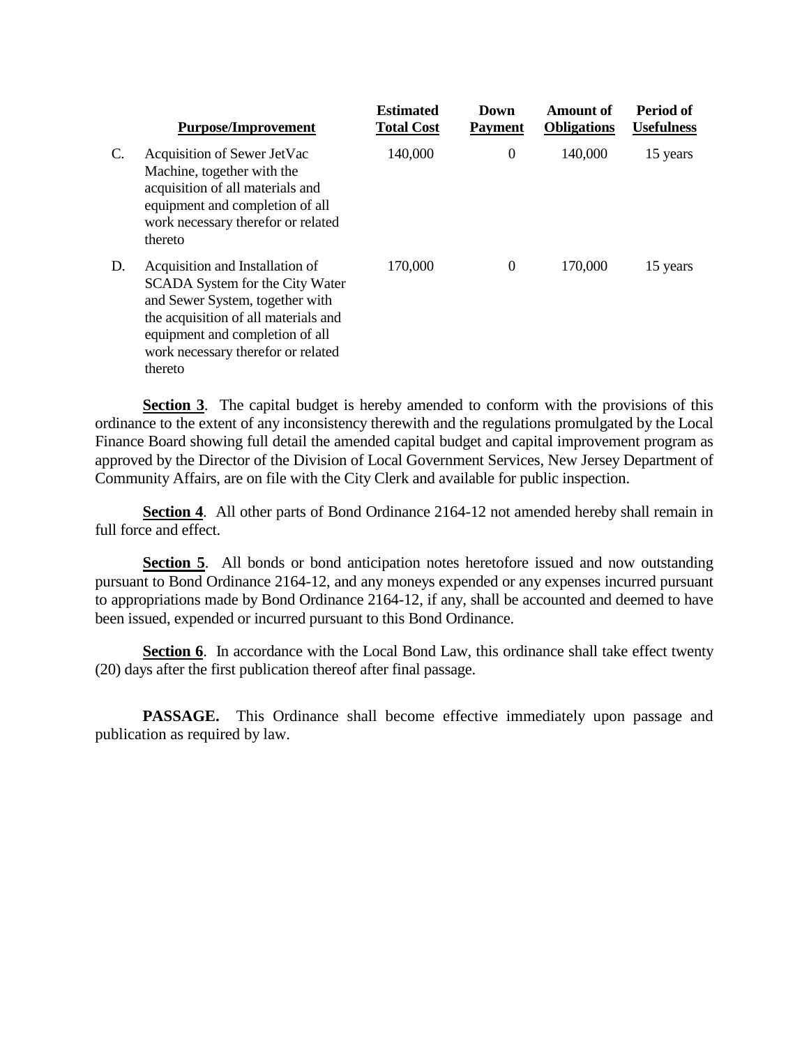| | Purpose/Improvement | Estimated Total Cost | Down Payment | Amount of Obligations | Period of Usefulness |
|---|---|---|---|---|---|
| C. | Acquisition of Sewer JetVac Machine, together with the acquisition of all materials and equipment and completion of all work necessary therefor or related thereto | 140,000 | 0 | 140,000 | 15 years |
| D. | Acquisition and Installation of SCADA System for the City Water and Sewer System, together with the acquisition of all materials and equipment and completion of all work necessary therefor or related thereto | 170,000 | 0 | 170,000 | 15 years |

**Section 3**. The capital budget is hereby amended to conform with the provisions of this ordinance to the extent of any inconsistency therewith and the regulations promulgated by the Local Finance Board showing full detail the amended capital budget and capital improvement program as approved by the Director of the Division of Local Government Services, New Jersey Department of Community Affairs, are on file with the City Clerk and available for public inspection.

**Section 4**. All other parts of Bond Ordinance 2164-12 not amended hereby shall remain in full force and effect.

**Section 5**. All bonds or bond anticipation notes heretofore issued and now outstanding pursuant to Bond Ordinance 2164-12, and any moneys expended or any expenses incurred pursuant to appropriations made by Bond Ordinance 2164-12, if any, shall be accounted and deemed to have been issued, expended or incurred pursuant to this Bond Ordinance.

**Section 6**. In accordance with the Local Bond Law, this ordinance shall take effect twenty (20) days after the first publication thereof after final passage.

**PASSAGE.** This Ordinance shall become effective immediately upon passage and publication as required by law.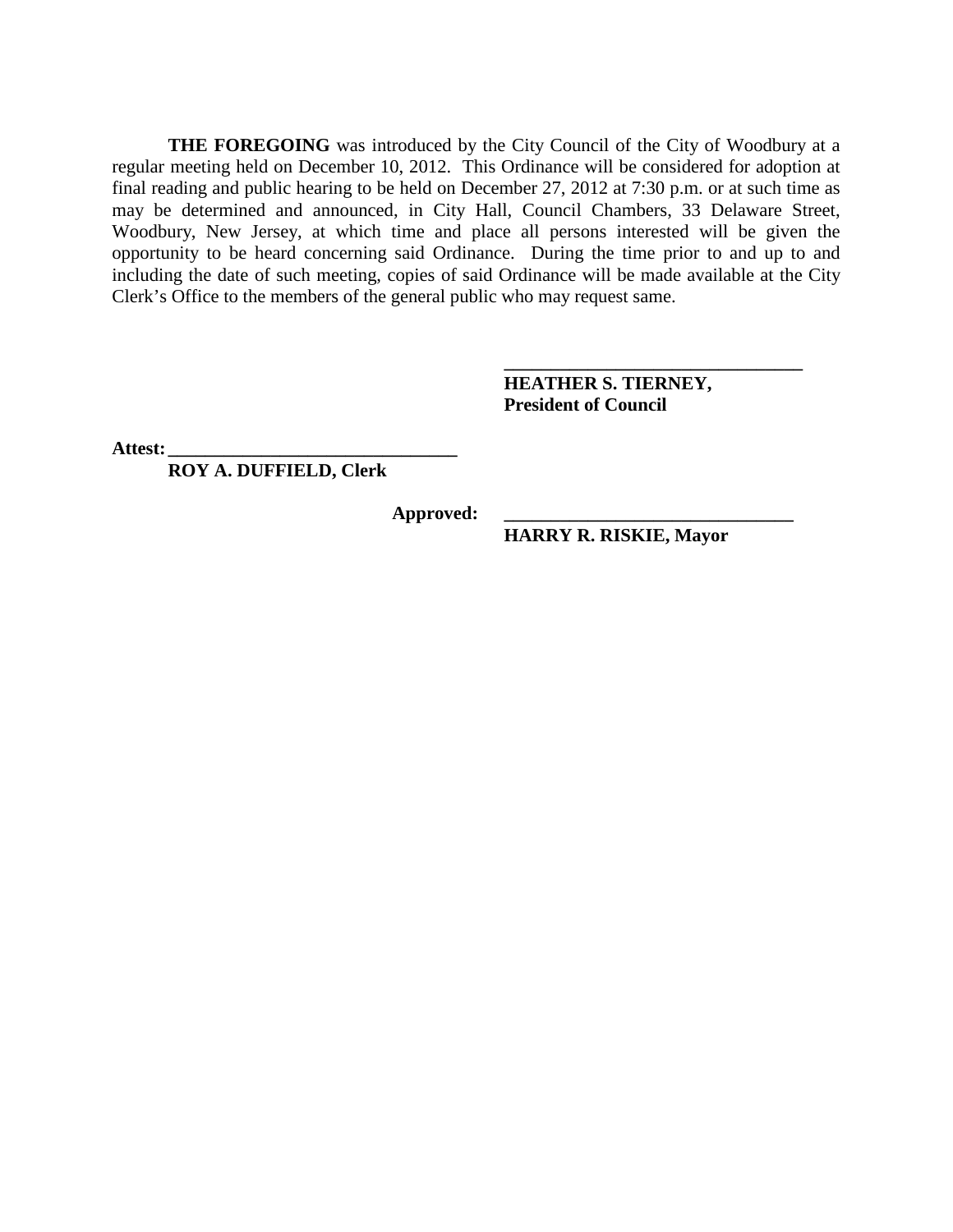**THE FOREGOING** was introduced by the City Council of the City of Woodbury at a regular meeting held on December 10, 2012. This Ordinance will be considered for adoption at final reading and public hearing to be held on December 27, 2012 at 7:30 p.m. or at such time as may be determined and announced, in City Hall, Council Chambers, 33 Delaware Street, Woodbury, New Jersey, at which time and place all persons interested will be given the opportunity to be heard concerning said Ordinance. During the time prior to and up to and including the date of such meeting, copies of said Ordinance will be made available at the City Clerk's Office to the members of the general public who may request same.

_________________________________
**HEATHER S. TIERNEY,**
**President of Council**

**Attest:** _______________________________
**ROY A. DUFFIELD, Clerk**

**Approved:** _______________________________
**HARRY R. RISKIE, Mayor**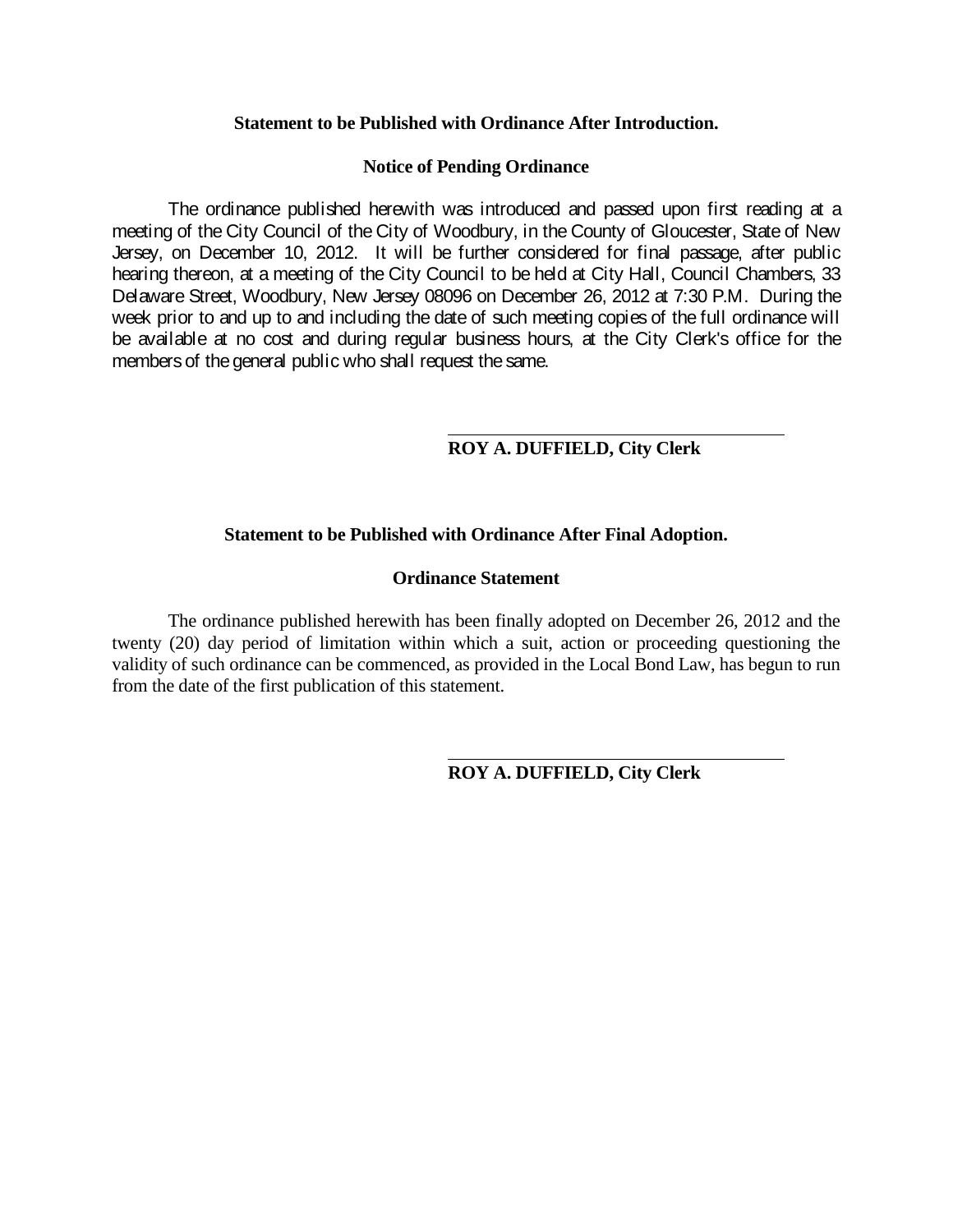**Statement to be Published with Ordinance After Introduction.**

**Notice of Pending Ordinance**

The ordinance published herewith was introduced and passed upon first reading at a meeting of the City Council of the City of Woodbury, in the County of Gloucester, State of New Jersey, on December 10, 2012. It will be further considered for final passage, after public hearing thereon, at a meeting of the City Council to be held at City Hall, Council Chambers, 33 Delaware Street, Woodbury, New Jersey 08096 on December 26, 2012 at 7:30 P.M. During the week prior to and up to and including the date of such meeting copies of the full ordinance will be available at no cost and during regular business hours, at the City Clerk's office for the members of the general public who shall request the same.

\_\_\_\_\_\_\_\_\_\_\_\_\_\_\_\_\_\_\_\_\_\_\_\_\_\_\_\_\_\_\_\_\_\_\_\_

**ROY A. DUFFIELD, City Clerk**

**Statement to be Published with Ordinance After Final Adoption.**

**Ordinance Statement**

The ordinance published herewith has been finally adopted on December 26, 2012 and the twenty (20) day period of limitation within which a suit, action or proceeding questioning the validity of such ordinance can be commenced, as provided in the Local Bond Law, has begun to run from the date of the first publication of this statement.

\_\_\_\_\_\_\_\_\_\_\_\_\_\_\_\_\_\_\_\_\_\_\_\_\_\_\_\_\_\_\_\_\_\_\_\_

**ROY A. DUFFIELD, City Clerk**